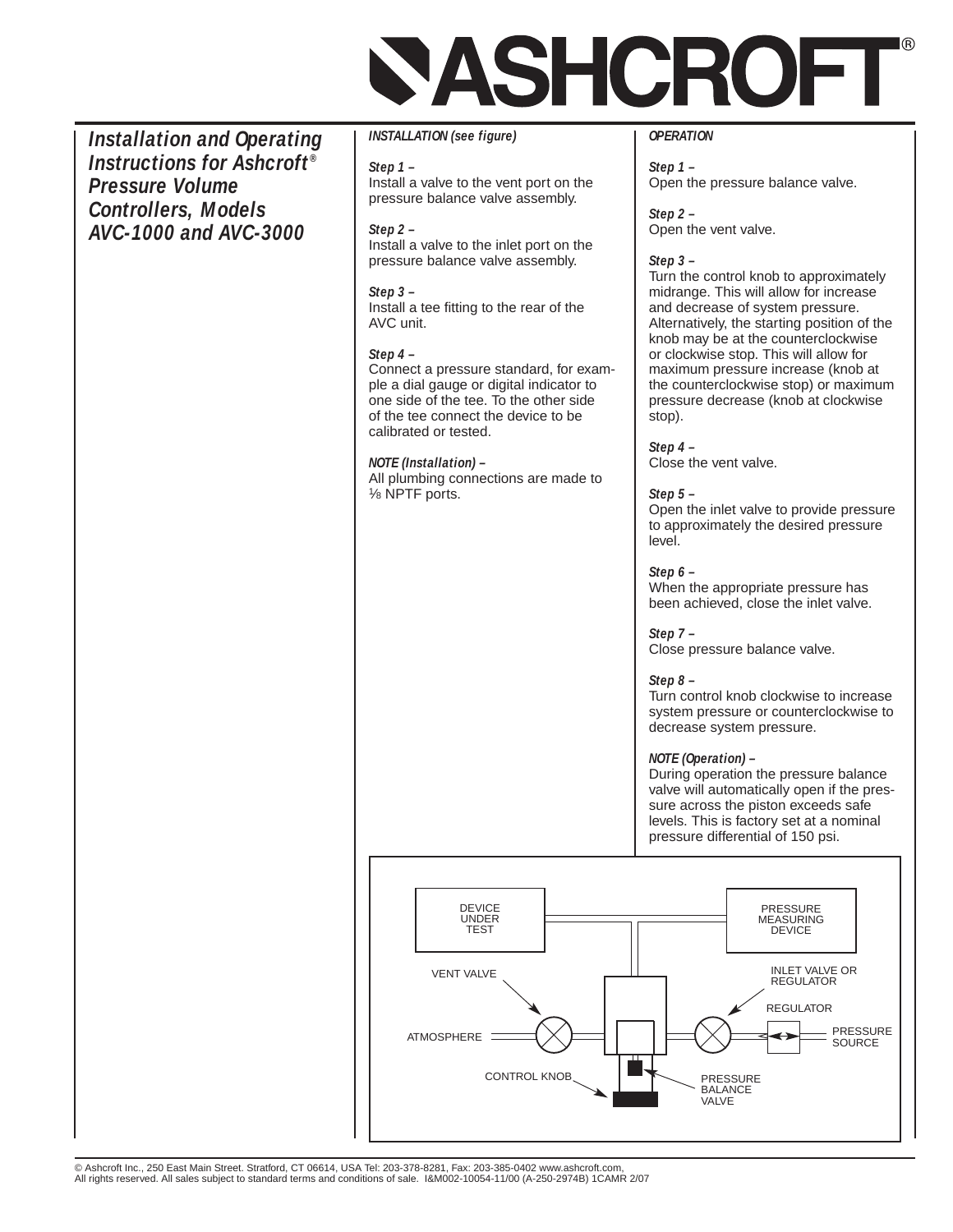# ASHCROFT®

## Installation and Operating Instructions for Ashcroft® Pressure Volume Controllers, Models AVC-1000 and AVC-3000

### INSTALLATION (see figure)

**Step 1 –**
Install a valve to the vent port on the pressure balance valve assembly.

**Step 2 –**
Install a valve to the inlet port on the pressure balance valve assembly.

**Step 3 –**
Install a tee fitting to the rear of the AVC unit.

**Step 4 –**
Connect a pressure standard, for example a dial gauge or digital indicator to one side of the tee. To the other side of the tee connect the device to be calibrated or tested.

**NOTE (Installation) –**
All plumbing connections are made to ⅛ NPTF ports.

### OPERATION

**Step 1 –**
Open the pressure balance valve.

**Step 2 –**
Open the vent valve.

**Step 3 –**
Turn the control knob to approximately midrange. This will allow for increase and decrease of system pressure. Alternatively, the starting position of the knob may be at the counterclockwise or clockwise stop. This will allow for maximum pressure increase (knob at the counterclockwise stop) or maximum pressure decrease (knob at clockwise stop).

**Step 4 –**
Close the vent valve.

**Step 5 –**
Open the inlet valve to provide pressure to approximately the desired pressure level.

**Step 6 –**
When the appropriate pressure has been achieved, close the inlet valve.

**Step 7 –**
Close pressure balance valve.

**Step 8 –**
Turn control knob clockwise to increase system pressure or counterclockwise to decrease system pressure.

**NOTE (Operation) –**
During operation the pressure balance valve will automatically open if the pressure across the piston exceeds safe levels. This is factory set at a nominal pressure differential of 150 psi.

DEVICE UNDER TEST
PRESSURE MEASURING DEVICE
VENT VALVE
INLET VALVE OR REGULATOR
REGULATOR
ATMOSPHERE
PRESSURE SOURCE
CONTROL KNOB
PRESSURE BALANCE VALVE

© Ashcroft Inc., 250 East Main Street. Stratford, CT 06614, USA Tel: 203-378-8281, Fax: 203-385-0402 www.ashcroft.com,
All rights reserved. All sales subject to standard terms and conditions of sale. I&M002-10054-11/00 (A-250-2974B) 1CAMR 2/07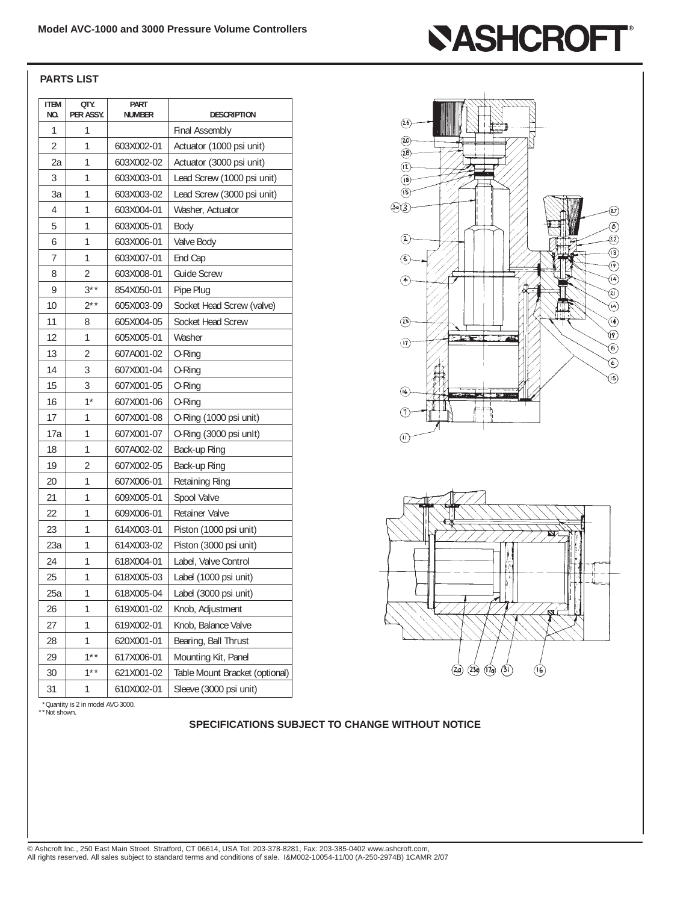## PARTS LIST

| ITEM NO. | QTY. PER ASSY. | PART NUMBER | DESCRIPTION |
|---|---|---|---|
| 1 | 1 | | Final Assembly |
| 2 | 1 | 603X002-01 | Actuator (1000 psi unit) |
| 2a | 1 | 603X002-02 | Actuator (3000 psi unit) |
| 3 | 1 | 603X003-01 | Lead Screw (1000 psi unit) |
| 3a | 1 | 603X003-02 | Lead Screw (3000 psi unit) |
| 4 | 1 | 603X004-01 | Washer, Actuator |
| 5 | 1 | 603X005-01 | Body |
| 6 | 1 | 603X006-01 | Valve Body |
| 7 | 1 | 603X007-01 | End Cap |
| 8 | 2 | 603X008-01 | Guide Screw |
| 9 | 3** | 854X050-01 | Pipe Plug |
| 10 | 2** | 605X003-09 | Socket Head Screw (valve) |
| 11 | 8 | 605X004-05 | Socket Head Screw |
| 12 | 1 | 605X005-01 | Washer |
| 13 | 2 | 607A001-02 | O-Ring |
| 14 | 3 | 607X001-04 | O-Ring |
| 15 | 3 | 607X001-05 | O-Ring |
| 16 | 1* | 607X001-06 | O-Ring |
| 17 | 1 | 607X001-08 | O-Ring (1000 psi unit) |
| 17a | 1 | 607X001-07 | O-Ring (3000 psi unlt) |
| 18 | 1 | 607A002-02 | Back-up Ring |
| 19 | 2 | 607X002-05 | Back-up Ring |
| 20 | 1 | 607X006-01 | Retaining Ring |
| 21 | 1 | 609X005-01 | Spool Valve |
| 22 | 1 | 609X006-01 | Retainer Valve |
| 23 | 1 | 614X003-01 | Piston (1000 psi unit) |
| 23a | 1 | 614X003-02 | Piston (3000 psi unit) |
| 24 | 1 | 618X004-01 | Label, Valve Control |
| 25 | 1 | 618X005-03 | Label (1000 psi unit) |
| 25a | 1 | 618X005-04 | Label (3000 psi unit) |
| 26 | 1 | 619X001-02 | Knob, Adjustment |
| 27 | 1 | 619X002-01 | Knob, Balance Valve |
| 28 | 1 | 620X001-01 | Bearing, Ball Thrust |
| 29 | 1** | 617X006-01 | Mounting Kit, Panel |
| 30 | 1** | 621X001-02 | Table Mount Bracket (optional) |
| 31 | 1 | 610X002-01 | Sleeve (3000 psi unit) |

*Quantity is 2 in model AVC-3000.
**Not shown.

26
20
28
12
18
13
3a 3
2
5
4
23
17
16
7
11
27
8
22
13
19
14
21
14
14
19
8
6
15

2a 23a 17a 31 16

**SPECIFICATIONS SUBJECT TO CHANGE WITHOUT NOTICE**

© Ashcroft Inc., 250 East Main Street. Stratford, CT 06614, USA Tel: 203-378-8281, Fax: 203-385-0402 www.ashcroft.com,
All rights reserved. All sales subject to standard terms and conditions of sale. I&M002-10054-11/00 (A-250-2974B) 1CAMR 2/07